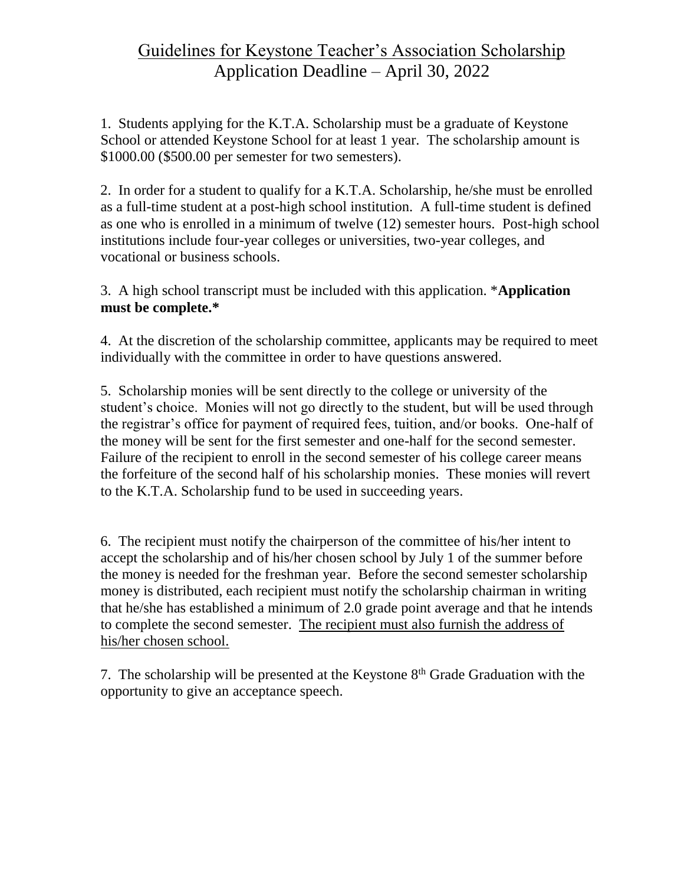# Guidelines for Keystone Teacher's Association Scholarship

## Application Deadline – April 30, 2022

1. Students applying for the K.T.A. Scholarship must be a graduate of Keystone School or attended Keystone School for at least 1 year. The scholarship amount is $1000.00 ($500.00 per semester for two semesters).

2. In order for a student to qualify for a K.T.A. Scholarship, he/she must be enrolled as a full-time student at a post-high school institution. A full-time student is defined as one who is enrolled in a minimum of twelve (12) semester hours. Post-high school institutions include four-year colleges or universities, two-year colleges, and vocational or business schools.

3. A high school transcript must be included with this application. ***Application must be complete.***

4. At the discretion of the scholarship committee, applicants may be required to meet individually with the committee in order to have questions answered.

5. Scholarship monies will be sent directly to the college or university of the student's choice. Monies will not go directly to the student, but will be used through the registrar's office for payment of required fees, tuition, and/or books. One-half of the money will be sent for the first semester and one-half for the second semester. Failure of the recipient to enroll in the second semester of his college career means the forfeiture of the second half of his scholarship monies. These monies will revert to the K.T.A. Scholarship fund to be used in succeeding years.

6. The recipient must notify the chairperson of the committee of his/her intent to accept the scholarship and of his/her chosen school by July 1 of the summer before the money is needed for the freshman year. Before the second semester scholarship money is distributed, each recipient must notify the scholarship chairman in writing that he/she has established a minimum of 2.0 grade point average and that he intends to complete the second semester. The recipient must also furnish the address of his/her chosen school.

7. The scholarship will be presented at the Keystone 8th Grade Graduation with the opportunity to give an acceptance speech.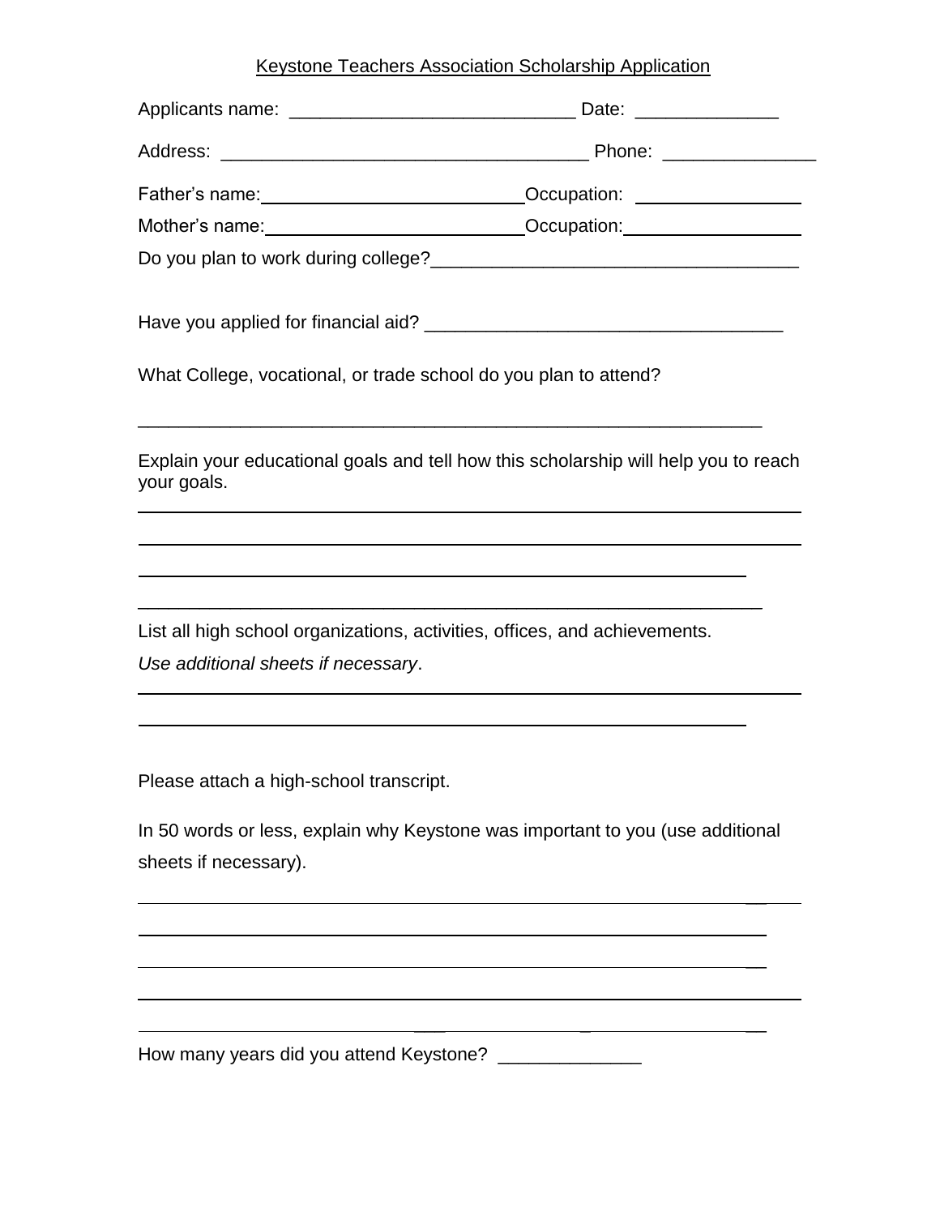# Keystone Teachers Association Scholarship Application

Applicants name: ___________________________ Date: ______________

Address: ___________________________________ Phone: _______________

Father's name: ___________________________ Occupation: ________________

Mother's name: ___________________________ Occupation: ________________

Do you plan to work during college? ___________________________________

Have you applied for financial aid? ___________________________________

What College, vocational, or trade school do you plan to attend?

______________________________________________________________

Explain your educational goals and tell how this scholarship will help you to reach your goals.

______________________________________________________________

______________________________________________________________

______________________________________________________________

______________________________________________________________

List all high school organizations, activities, offices, and achievements.

*Use additional sheets if necessary*.

______________________________________________________________

______________________________________________________________

Please attach a high-school transcript.

In 50 words or less, explain why Keystone was important to you (use additional sheets if necessary).

______________________________________________________________

______________________________________________________________

______________________________________________________________

______________________________________________________________

______________________________________________________________

How many years did you attend Keystone? ______________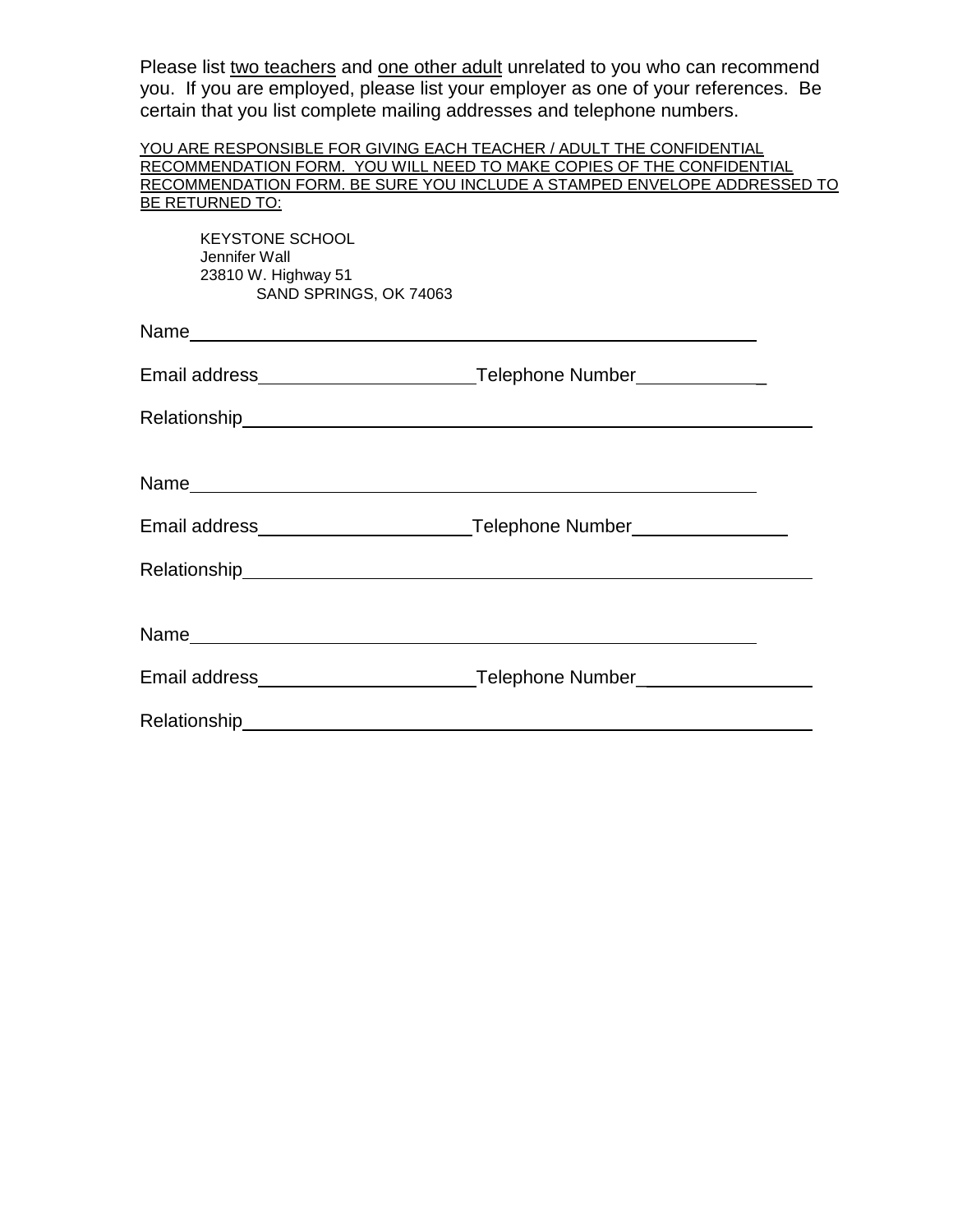Please list <u>two teachers</u> and <u>one other adult</u> unrelated to you who can recommend you. If you are employed, please list your employer as one of your references. Be certain that you list complete mailing addresses and telephone numbers.

<u>YOU ARE RESPONSIBLE FOR GIVING EACH TEACHER / ADULT THE CONFIDENTIAL RECOMMENDATION FORM. YOU WILL NEED TO MAKE COPIES OF THE CONFIDENTIAL RECOMMENDATION FORM. BE SURE YOU INCLUDE A STAMPED ENVELOPE ADDRESSED TO BE RETURNED TO:</u>

KEYSTONE SCHOOL
Jennifer Wall
23810 W. Highway 51
SAND SPRINGS, OK 74063

Name________________________________________________________

Email address______________________Telephone Number_____________

Relationship__________________________________________________________

Name________________________________________________________

Email address______________________Telephone Number_______________

Relationship__________________________________________________________

Name________________________________________________________

Email address______________________Telephone Number_________________

Relationship__________________________________________________________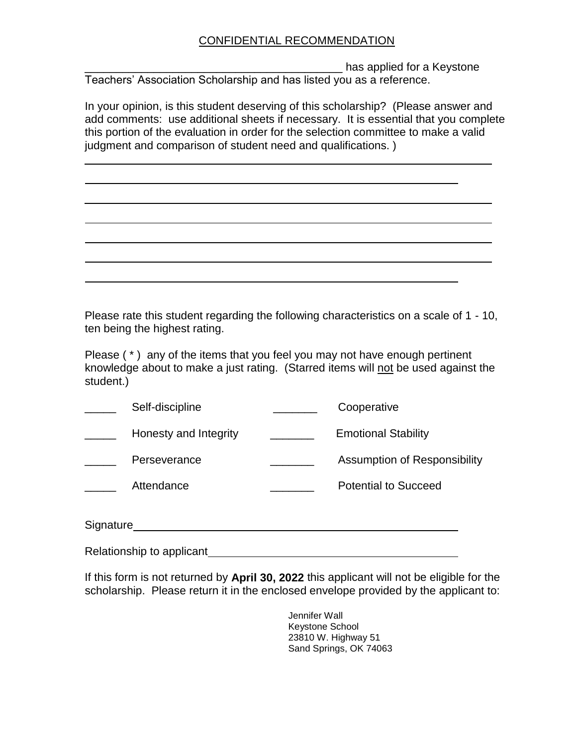CONFIDENTIAL RECOMMENDATION

_________________________________________ has applied for a Keystone Teachers' Association Scholarship and has listed you as a reference.

In your opinion, is this student deserving of this scholarship? (Please answer and add comments: use additional sheets if necessary. It is essential that you complete this portion of the evaluation in order for the selection committee to make a valid judgment and comparison of student need and qualifications. )

______________________________________________________________

______________________________________________________________

______________________________________________________________

______________________________________________________________

______________________________________________________________

______________________________________________________________

______________________________________________________________

Please rate this student regarding the following characteristics on a scale of 1 - 10, ten being the highest rating.

Please ( * ) any of the items that you feel you may not have enough pertinent knowledge about to make a just rating. (Starred items will not be used against the student.)

| | | | |
|---|---|---|---|
| _____ | Self-discipline | _______ | Cooperative |
| _____ | Honesty and Integrity | _______ | Emotional Stability |
| _____ | Perseverance | _______ | Assumption of Responsibility |
| _____ | Attendance | _______ | Potential to Succeed |

Signature_____________________________________________

Relationship to applicant_________________________________

If this form is not returned by **April 30, 2022** this applicant will not be eligible for the scholarship. Please return it in the enclosed envelope provided by the applicant to:

Jennifer Wall
Keystone School
23810 W. Highway 51
Sand Springs, OK 74063